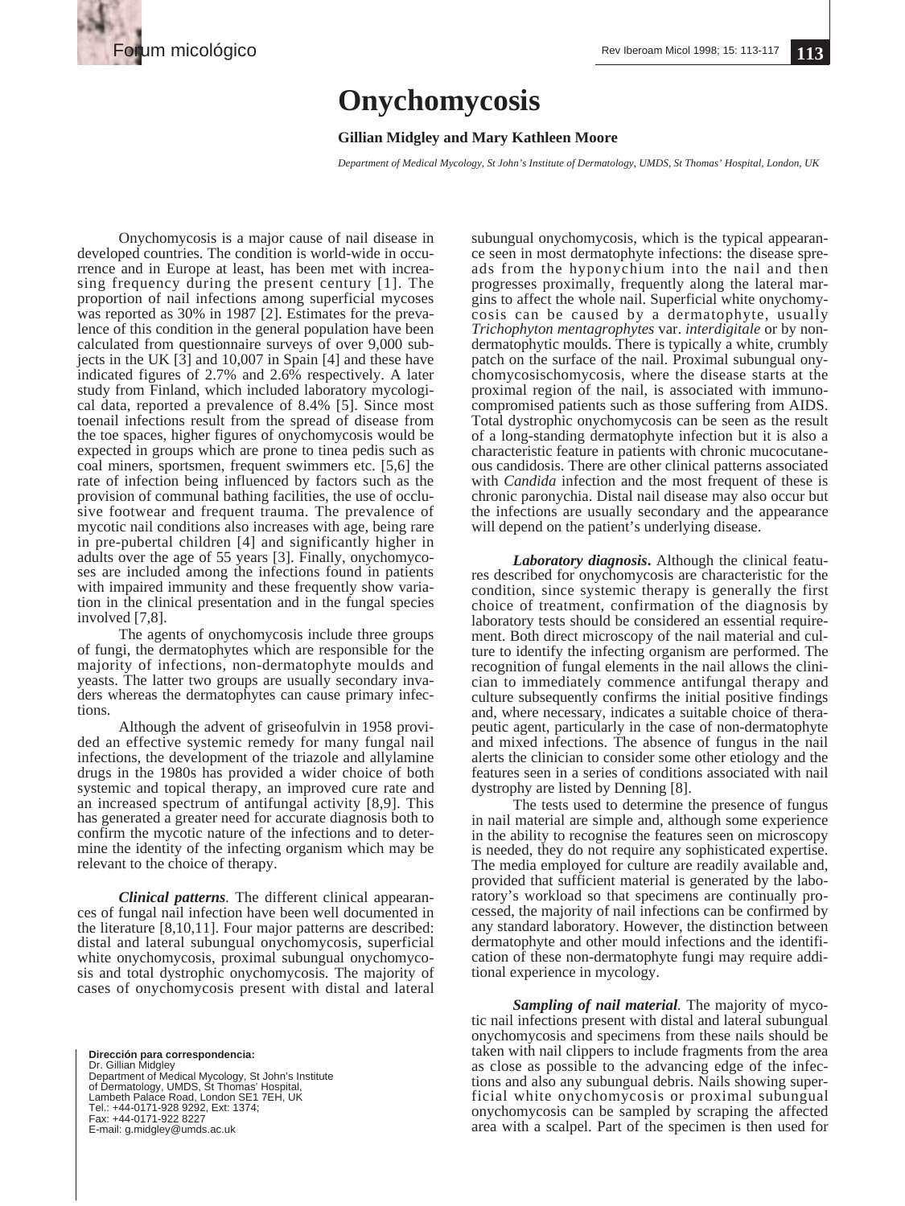# Onychomycosis

**Gillian Midgley and Mary Kathleen Moore**

*Department of Medical Mycology, St John's Institute of Dermatology, UMDS, St Thomas' Hospital, London, UK*

Onychomycosis is a major cause of nail disease in developed countries. The condition is world-wide in occurrence and in Europe at least, has been met with increasing frequency during the present century [1]. The proportion of nail infections among superficial mycoses was reported as 30% in 1987 [2]. Estimates for the prevalence of this condition in the general population have been calculated from questionnaire surveys of over 9,000 subjects in the UK [3] and 10,007 in Spain [4] and these have indicated figures of 2.7% and 2.6% respectively. A later study from Finland, which included laboratory mycological data, reported a prevalence of 8.4% [5]. Since most toenail infections result from the spread of disease from the toe spaces, higher figures of onychomycosis would be expected in groups which are prone to tinea pedis such as coal miners, sportsmen, frequent swimmers etc. [5,6] the rate of infection being influenced by factors such as the provision of communal bathing facilities, the use of occlusive footwear and frequent trauma. The prevalence of mycotic nail conditions also increases with age, being rare in pre-pubertal children [4] and significantly higher in adults over the age of 55 years [3]. Finally, onychomycoses are included among the infections found in patients with impaired immunity and these frequently show variation in the clinical presentation and in the fungal species involved [7,8].

The agents of onychomycosis include three groups of fungi, the dermatophytes which are responsible for the majority of infections, non-dermatophyte moulds and yeasts. The latter two groups are usually secondary invaders whereas the dermatophytes can cause primary infections.

Although the advent of griseofulvin in 1958 provided an effective systemic remedy for many fungal nail infections, the development of the triazole and allylamine drugs in the 1980s has provided a wider choice of both systemic and topical therapy, an improved cure rate and an increased spectrum of antifungal activity [8,9]. This has generated a greater need for accurate diagnosis both to confirm the mycotic nature of the infections and to determine the identity of the infecting organism which may be relevant to the choice of therapy.

***Clinical patterns*.** The different clinical appearances of fungal nail infection have been well documented in the literature [8,10,11]. Four major patterns are described: distal and lateral subungual onychomycosis, superficial white onychomycosis, proximal subungual onychomycosis and total dystrophic onychomycosis. The majority of cases of onychomycosis present with distal and lateral subungual onychomycosis, which is the typical appearance seen in most dermatophyte infections: the disease spreads from the hyponychium into the nail and then progresses proximally, frequently along the lateral margins to affect the whole nail. Superficial white onychomycosis can be caused by a dermatophyte, usually *Trichophyton mentagrophytes* var. *interdigitale* or by non-dermatophytic moulds. There is typically a white, crumbly patch on the surface of the nail. Proximal subungual onychomycosischomycosis, where the disease starts at the proximal region of the nail, is associated with immunocompromised patients such as those suffering from AIDS. Total dystrophic onychomycosis can be seen as the result of a long-standing dermatophyte infection but it is also a characteristic feature in patients with chronic mucocutaneous candidosis. There are other clinical patterns associated with *Candida* infection and the most frequent of these is chronic paronychia. Distal nail disease may also occur but the infections are usually secondary and the appearance will depend on the patient's underlying disease.

***Laboratory diagnosis*.** Although the clinical features described for onychomycosis are characteristic for the condition, since systemic therapy is generally the first choice of treatment, confirmation of the diagnosis by laboratory tests should be considered an essential requirement. Both direct microscopy of the nail material and culture to identify the infecting organism are performed. The recognition of fungal elements in the nail allows the clinician to immediately commence antifungal therapy and culture subsequently confirms the initial positive findings and, where necessary, indicates a suitable choice of therapeutic agent, particularly in the case of non-dermatophyte and mixed infections. The absence of fungus in the nail alerts the clinician to consider some other etiology and the features seen in a series of conditions associated with nail dystrophy are listed by Denning [8].

The tests used to determine the presence of fungus in nail material are simple and, although some experience in the ability to recognise the features seen on microscopy is needed, they do not require any sophisticated expertise. The media employed for culture are readily available and, provided that sufficient material is generated by the laboratory's workload so that specimens are continually processed, the majority of nail infections can be confirmed by any standard laboratory. However, the distinction between dermatophyte and other mould infections and the identification of these non-dermatophyte fungi may require additional experience in mycology.

***Sampling of nail material*.** The majority of mycotic nail infections present with distal and lateral subungual onychomycosis and specimens from these nails should be taken with nail clippers to include fragments from the area as close as possible to the advancing edge of the infections and also any subungual debris. Nails showing superficial white onychomycosis or proximal subungual onychomycosis can be sampled by scraping the affected area with a scalpel. Part of the specimen is then used for

**Dirección para correspondencia:**
Dr. Gillian Midgley
Department of Medical Mycology, St John's Institute of Dermatology, UMDS, St Thomas' Hospital, Lambeth Palace Road, London SE1 7EH, UK
Tel.: +44-0171-928 9292, Ext: 1374;
Fax: +44-0171-922 8227
E-mail: g.midgley@umds.ac.uk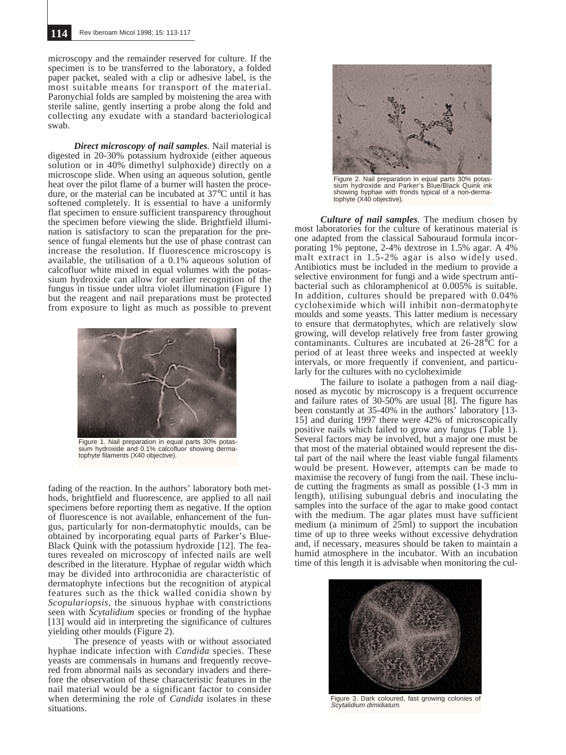microscopy and the remainder reserved for culture. If the specimen is to be transferred to the laboratory, a folded paper packet, sealed with a clip or adhesive label, is the most suitable means for transport of the material. Paronychial folds are sampled by moistening the area with sterile saline, gently inserting a probe along the fold and collecting any exudate with a standard bacteriological swab.

***Direct microscopy of nail samples***. Nail material is digested in 20-30% potassium hydroxide (either aqueous solution or in 40% dimethyl sulphoxide) directly on a microscope slide. When using an aqueous solution, gentle heat over the pilot flame of a burner will hasten the procedure, or the material can be incubated at 37°C until it has softened completely. It is essential to have a uniformly flat specimen to ensure sufficient transparency throughout the specimen before viewing the slide. Brightfield illumination is satisfactory to scan the preparation for the presence of fungal elements but the use of phase contrast can increase the resolution. If fluorescence microscopy is available, the utilisation of a 0.1% aqueous solution of calcofluor white mixed in equal volumes with the potassium hydroxide can allow for earlier recognition of the fungus in tissue under ultra violet illumination (Figure 1) but the reagent and nail preparations must be protected from exposure to light as much as possible to prevent fading of the reaction. In the authors' laboratory both methods, brightfield and fluorescence, are applied to all nail specimens before reporting them as negative. If the option of fluorescence is not available, enhancement of the fungus, particularly for non-dermatophytic moulds, can be obtained by incorporating equal parts of Parker's Blue-Black Quink with the potassium hydroxide [12]. The features revealed on microscopy of infected nails are well described in the literature. Hyphae of regular width which may be divided into arthroconidia are characteristic of dermatophyte infections but the recognition of atypical features such as the thick walled conidia shown by *Scopulariopsis*, the sinuous hyphae with constrictions seen with *Scytalidium* species or fronding of the hyphae [13] would aid in interpreting the significance of cultures yielding other moulds (Figure 2).

Figure 1. Nail preparation in equal parts 30% potassium hydroxide and 0.1% calcofluor showing dermatophyte filaments (X40 objective).

The presence of yeasts with or without associated hyphae indicate infection with *Candida* species. These yeasts are commensals in humans and frequently recovered from abnormal nails as secondary invaders and therefore the observation of these characteristic features in the nail material would be a significant factor to consider when determining the role of *Candida* isolates in these situations.

Figure 2. Nail preparation in equal parts 30% potassium hydroxide and Parker's Blue/Black Quink ink showing hyphae with fronds typical of a non-dermatophyte (X40 objective).

***Culture of nail samples***. The medium chosen by most laboratories for the culture of keratinous material is one adapted from the classical Sabouraud formula incorporating 1% peptone, 2-4% dextrose in 1.5% agar. A 4% malt extract in 1.5-2% agar is also widely used. Antibiotics must be included in the medium to provide a selective environment for fungi and a wide spectrum antibacterial such as chloramphenicol at 0.005% is suitable. In addition, cultures should be prepared with 0.04% cycloheximide which will inhibit non-dermatophyte moulds and some yeasts. This latter medium is necessary to ensure that dermatophytes, which are relatively slow growing, will develop relatively free from faster growing contaminants. Cultures are incubated at 26-28°C for a period of at least three weeks and inspected at weekly intervals, or more frequently if convenient, and particularly for the cultures with no cycloheximide

The failure to isolate a pathogen from a nail diagnosed as mycotic by microscopy is a frequent occurrence and failure rates of 30-50% are usual [8]. The figure has been constantly at 35-40% in the authors' laboratory [13-15] and during 1997 there were 42% of microscopically positive nails which failed to grow any fungus (Table 1). Several factors may be involved, but a major one must be that most of the material obtained would represent the distal part of the nail where the least viable fungal filaments would be present. However, attempts can be made to maximise the recovery of fungi from the nail. These include cutting the fragments as small as possible (1-3 mm in length), utilising subungual debris and inoculating the samples into the surface of the agar to make good contact with the medium. The agar plates must have sufficient medium (a minimum of 25ml) to support the incubation time of up to three weeks without excessive dehydration and, if necessary, measures should be taken to maintain a humid atmosphere in the incubator. With an incubation time of this length it is advisable when monitoring the cul-

Figure 3. Dark coloured, fast growing colonies of *Scytalidium dimidiatum*.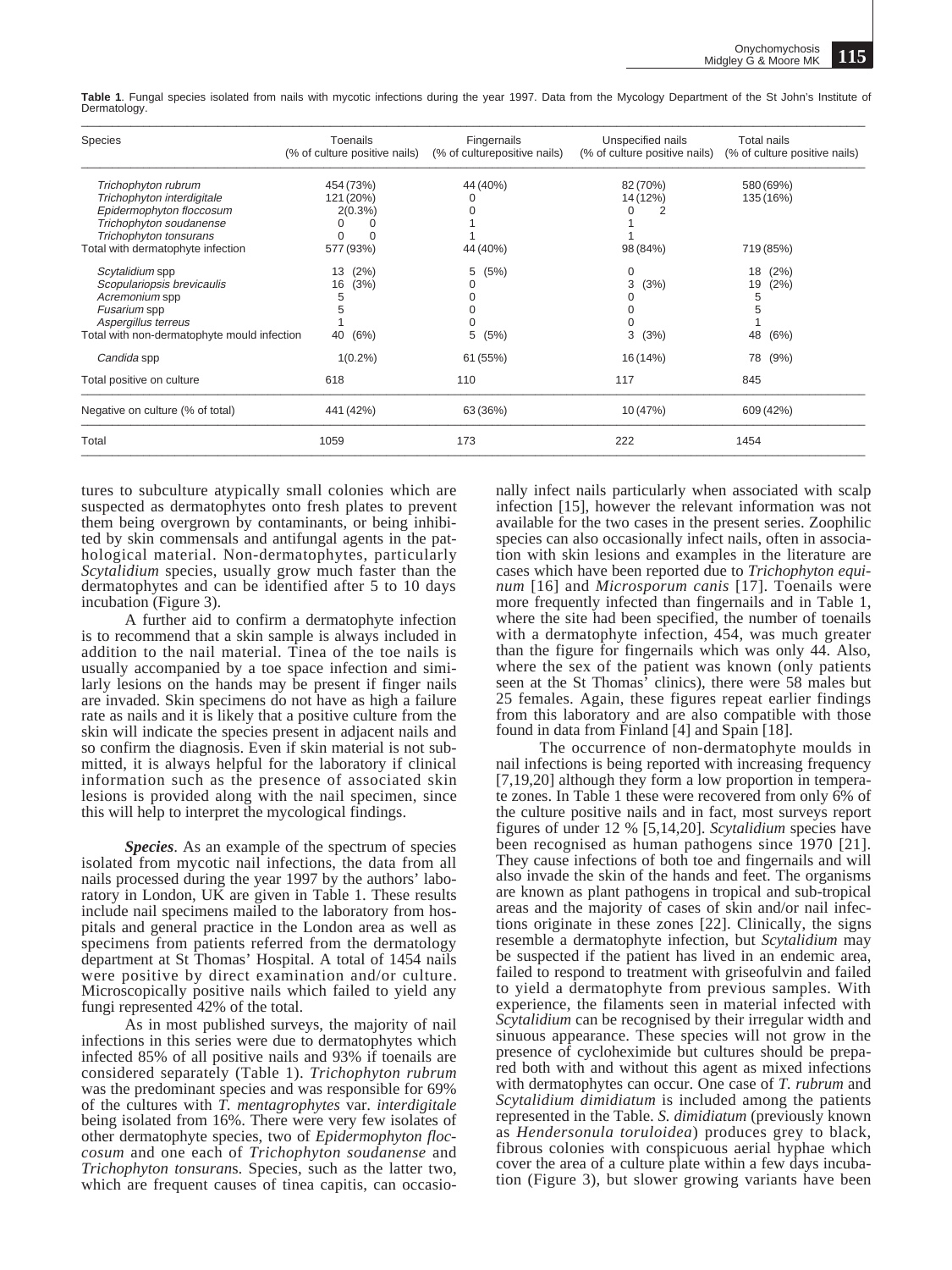**Table 1**. Fungal species isolated from nails with mycotic infections during the year 1997. Data from the Mycology Department of the St John's Institute of Dermatology.

| Species | Toenails (% of culture positive nails) | Fingernails (% of culturepositive nails) | Unspecified nails (% of culture positive nails) | Total nails (% of culture positive nails) |
|---|---|---|---|---|
| *Trichophyton rubrum* | 454 (73%) | 44 (40%) | 82 (70%) | 580 (69%) |
| *Trichophyton interdigitale* | 121 (20%) | 0 | 14 (12%) | 135 (16%) |
| *Epidermophyton floccosum* | 2(0.3%) | 0 | 0 2 | |
| *Trichophyton soudanense* | 0 0 | 1 | 1 | |
| *Trichophyton tonsurans* | 0 0 | 1 | 1 | |
| Total with dermatophyte infection | 577 (93%) | 44 (40%) | 98 (84%) | 719 (85%) |
| *Scytalidium* spp | 13 (2%) | 5 (5%) | 0 | 18 (2%) |
| *Scopulariopsis brevicaulis* | 16 (3%) | 0 | 3 (3%) | 19 (2%) |
| *Acremonium* spp | 5 | 0 | 0 | 5 |
| *Fusarium* spp | 5 | 0 | 0 | 5 |
| *Aspergillus terreus* | 1 | 0 | 0 | 1 |
| Total with non-dermatophyte mould infection | 40 (6%) | 5 (5%) | 3 (3%) | 48 (6%) |
| *Candida* spp | 1(0.2%) | 61 (55%) | 16 (14%) | 78 (9%) |
| Total positive on culture | 618 | 110 | 117 | 845 |
| Negative on culture (% of total) | 441 (42%) | 63 (36%) | 10 (47%) | 609 (42%) |
| Total | 1059 | 173 | 222 | 1454 |

tures to subculture atypically small colonies which are suspected as dermatophytes onto fresh plates to prevent them being overgrown by contaminants, or being inhibited by skin commensals and antifungal agents in the pathological material. Non-dermatophytes, particularly *Scytalidium* species, usually grow much faster than the dermatophytes and can be identified after 5 to 10 days incubation (Figure 3).

A further aid to confirm a dermatophyte infection is to recommend that a skin sample is always included in addition to the nail material. Tinea of the toe nails is usually accompanied by a toe space infection and similarly lesions on the hands may be present if finger nails are invaded. Skin specimens do not have as high a failure rate as nails and it is likely that a positive culture from the skin will indicate the species present in adjacent nails and so confirm the diagnosis. Even if skin material is not submitted, it is always helpful for the laboratory if clinical information such as the presence of associated skin lesions is provided along with the nail specimen, since this will help to interpret the mycological findings.

***Species***. As an example of the spectrum of species isolated from mycotic nail infections, the data from all nails processed during the year 1997 by the authors' laboratory in London, UK are given in Table 1. These results include nail specimens mailed to the laboratory from hospitals and general practice in the London area as well as specimens from patients referred from the dermatology department at St Thomas' Hospital. A total of 1454 nails were positive by direct examination and/or culture. Microscopically positive nails which failed to yield any fungi represented 42% of the total.

As in most published surveys, the majority of nail infections in this series were due to dermatophytes which infected 85% of all positive nails and 93% if toenails are considered separately (Table 1). *Trichophyton rubrum* was the predominant species and was responsible for 69% of the cultures with *T. mentagrophytes* var. *interdigitale* being isolated from 16%. There were very few isolates of other dermatophyte species, two of *Epidermophyton floccosum* and one each of *Trichophyton soudanense* and *Trichophyton tonsurans*. Species, such as the latter two, which are frequent causes of tinea capitis, can occasionally infect nails particularly when associated with scalp infection [15], however the relevant information was not available for the two cases in the present series. Zoophilic species can also occasionally infect nails, often in association with skin lesions and examples in the literature are cases which have been reported due to *Trichophyton equinum* [16] and *Microsporum canis* [17]. Toenails were more frequently infected than fingernails and in Table 1, where the site had been specified, the number of toenails with a dermatophyte infection, 454, was much greater than the figure for fingernails which was only 44. Also, where the sex of the patient was known (only patients seen at the St Thomas' clinics), there were 58 males but 25 females. Again, these figures repeat earlier findings from this laboratory and are also compatible with those found in data from Finland [4] and Spain [18].

The occurrence of non-dermatophyte moulds in nail infections is being reported with increasing frequency [7,19,20] although they form a low proportion in temperate zones. In Table 1 these were recovered from only 6% of the culture positive nails and in fact, most surveys report figures of under 12 % [5,14,20]. *Scytalidium* species have been recognised as human pathogens since 1970 [21]. They cause infections of both toe and fingernails and will also invade the skin of the hands and feet. The organisms are known as plant pathogens in tropical and sub-tropical areas and the majority of cases of skin and/or nail infections originate in these zones [22]. Clinically, the signs resemble a dermatophyte infection, but *Scytalidium* may be suspected if the patient has lived in an endemic area, failed to respond to treatment with griseofulvin and failed to yield a dermatophyte from previous samples. With experience, the filaments seen in material infected with *Scytalidium* can be recognised by their irregular width and sinuous appearance. These species will not grow in the presence of cycloheximide but cultures should be prepared both with and without this agent as mixed infections with dermatophytes can occur. One case of *T. rubrum* and *Scytalidium dimidiatum* is included among the patients represented in the Table. *S. dimidiatum* (previously known as *Hendersonula toruloidea*) produces grey to black, fibrous colonies with conspicuous aerial hyphae which cover the area of a culture plate within a few days incubation (Figure 3), but slower growing variants have been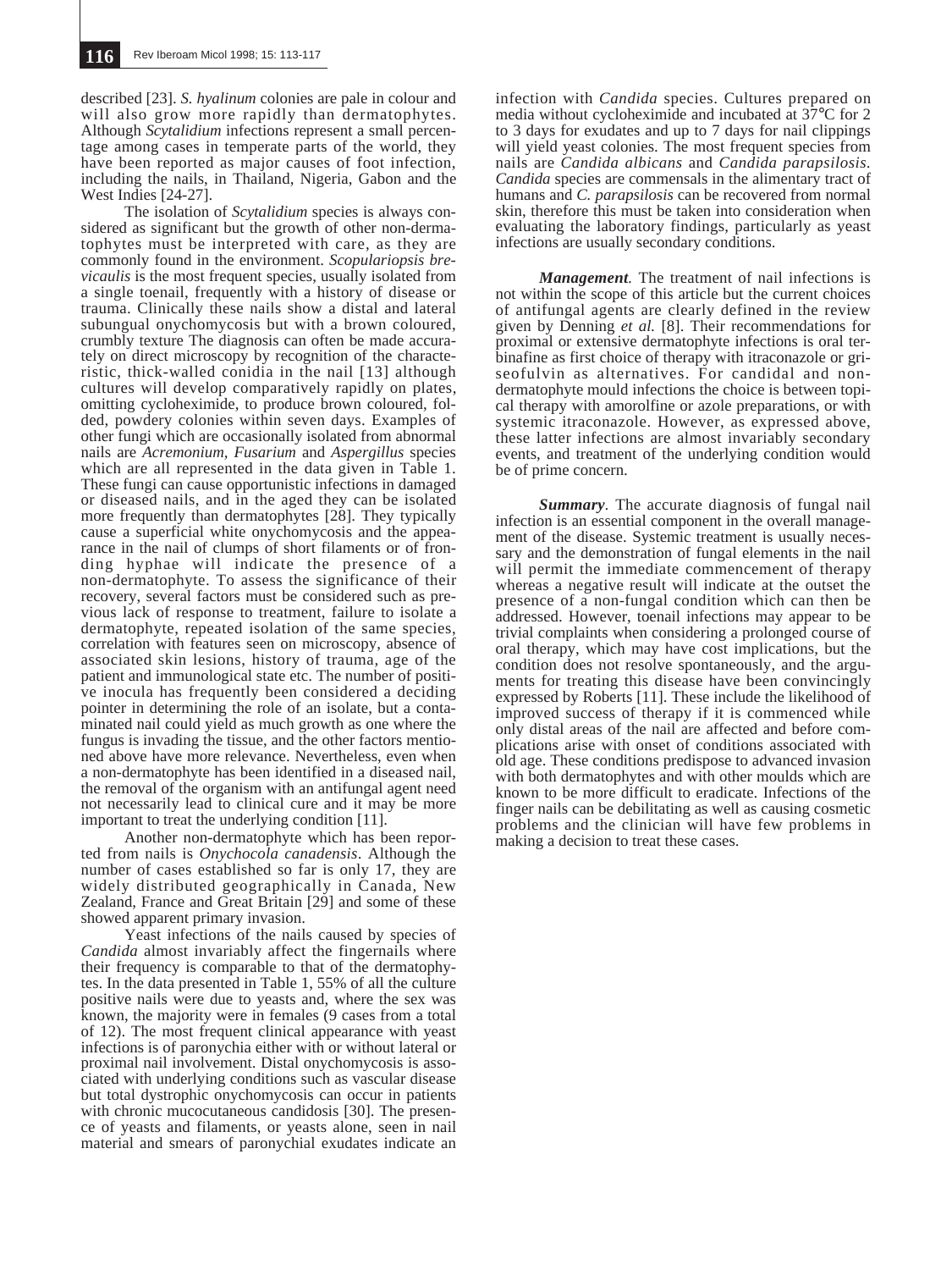described [23]. *S. hyalinum* colonies are pale in colour and will also grow more rapidly than dermatophytes. Although *Scytalidium* infections represent a small percentage among cases in temperate parts of the world, they have been reported as major causes of foot infection, including the nails, in Thailand, Nigeria, Gabon and the West Indies [24-27].

The isolation of *Scytalidium* species is always considered as significant but the growth of other non-dermatophytes must be interpreted with care, as they are commonly found in the environment. *Scopulariopsis brevicaulis* is the most frequent species, usually isolated from a single toenail, frequently with a history of disease or trauma. Clinically these nails show a distal and lateral subungual onychomycosis but with a brown coloured, crumbly texture The diagnosis can often be made accurately on direct microscopy by recognition of the characteristic, thick-walled conidia in the nail [13] although cultures will develop comparatively rapidly on plates, omitting cycloheximide, to produce brown coloured, folded, powdery colonies within seven days. Examples of other fungi which are occasionally isolated from abnormal nails are *Acremonium*, *Fusarium* and *Aspergillus* species which are all represented in the data given in Table 1. These fungi can cause opportunistic infections in damaged or diseased nails, and in the aged they can be isolated more frequently than dermatophytes [28]. They typically cause a superficial white onychomycosis and the appearance in the nail of clumps of short filaments or of fronding hyphae will indicate the presence of a non-dermatophyte. To assess the significance of their recovery, several factors must be considered such as previous lack of response to treatment, failure to isolate a dermatophyte, repeated isolation of the same species, correlation with features seen on microscopy, absence of associated skin lesions, history of trauma, age of the patient and immunological state etc. The number of positive inocula has frequently been considered a deciding pointer in determining the role of an isolate, but a contaminated nail could yield as much growth as one where the fungus is invading the tissue, and the other factors mentioned above have more relevance. Nevertheless, even when a non-dermatophyte has been identified in a diseased nail, the removal of the organism with an antifungal agent need not necessarily lead to clinical cure and it may be more important to treat the underlying condition [11].

Another non-dermatophyte which has been reported from nails is *Onychocola canadensis*. Although the number of cases established so far is only 17, they are widely distributed geographically in Canada, New Zealand, France and Great Britain [29] and some of these showed apparent primary invasion.

Yeast infections of the nails caused by species of *Candida* almost invariably affect the fingernails where their frequency is comparable to that of the dermatophytes. In the data presented in Table 1, 55% of all the culture positive nails were due to yeasts and, where the sex was known, the majority were in females (9 cases from a total of 12). The most frequent clinical appearance with yeast infections is of paronychia either with or without lateral or proximal nail involvement. Distal onychomycosis is associated with underlying conditions such as vascular disease but total dystrophic onychomycosis can occur in patients with chronic mucocutaneous candidosis [30]. The presence of yeasts and filaments, or yeasts alone, seen in nail material and smears of paronychial exudates indicate an infection with *Candida* species. Cultures prepared on media without cycloheximide and incubated at 37°C for 2 to 3 days for exudates and up to 7 days for nail clippings will yield yeast colonies. The most frequent species from nails are *Candida albicans* and *Candida parapsilosis*. *Candida* species are commensals in the alimentary tract of humans and *C. parapsilosis* can be recovered from normal skin, therefore this must be taken into consideration when evaluating the laboratory findings, particularly as yeast infections are usually secondary conditions.

***Management*.** The treatment of nail infections is not within the scope of this article but the current choices of antifungal agents are clearly defined in the review given by Denning *et al.* [8]. Their recommendations for proximal or extensive dermatophyte infections is oral terbinafine as first choice of therapy with itraconazole or griseofulvin as alternatives. For candidal and non-dermatophyte mould infections the choice is between topical therapy with amorolfine or azole preparations, or with systemic itraconazole. However, as expressed above, these latter infections are almost invariably secondary events, and treatment of the underlying condition would be of prime concern.

***Summary*.** The accurate diagnosis of fungal nail infection is an essential component in the overall management of the disease. Systemic treatment is usually necessary and the demonstration of fungal elements in the nail will permit the immediate commencement of therapy whereas a negative result will indicate at the outset the presence of a non-fungal condition which can then be addressed. However, toenail infections may appear to be trivial complaints when considering a prolonged course of oral therapy, which may have cost implications, but the condition does not resolve spontaneously, and the arguments for treating this disease have been convincingly expressed by Roberts [11]. These include the likelihood of improved success of therapy if it is commenced while only distal areas of the nail are affected and before complications arise with onset of conditions associated with old age. These conditions predispose to advanced invasion with both dermatophytes and with other moulds which are known to be more difficult to eradicate. Infections of the finger nails can be debilitating as well as causing cosmetic problems and the clinician will have few problems in making a decision to treat these cases.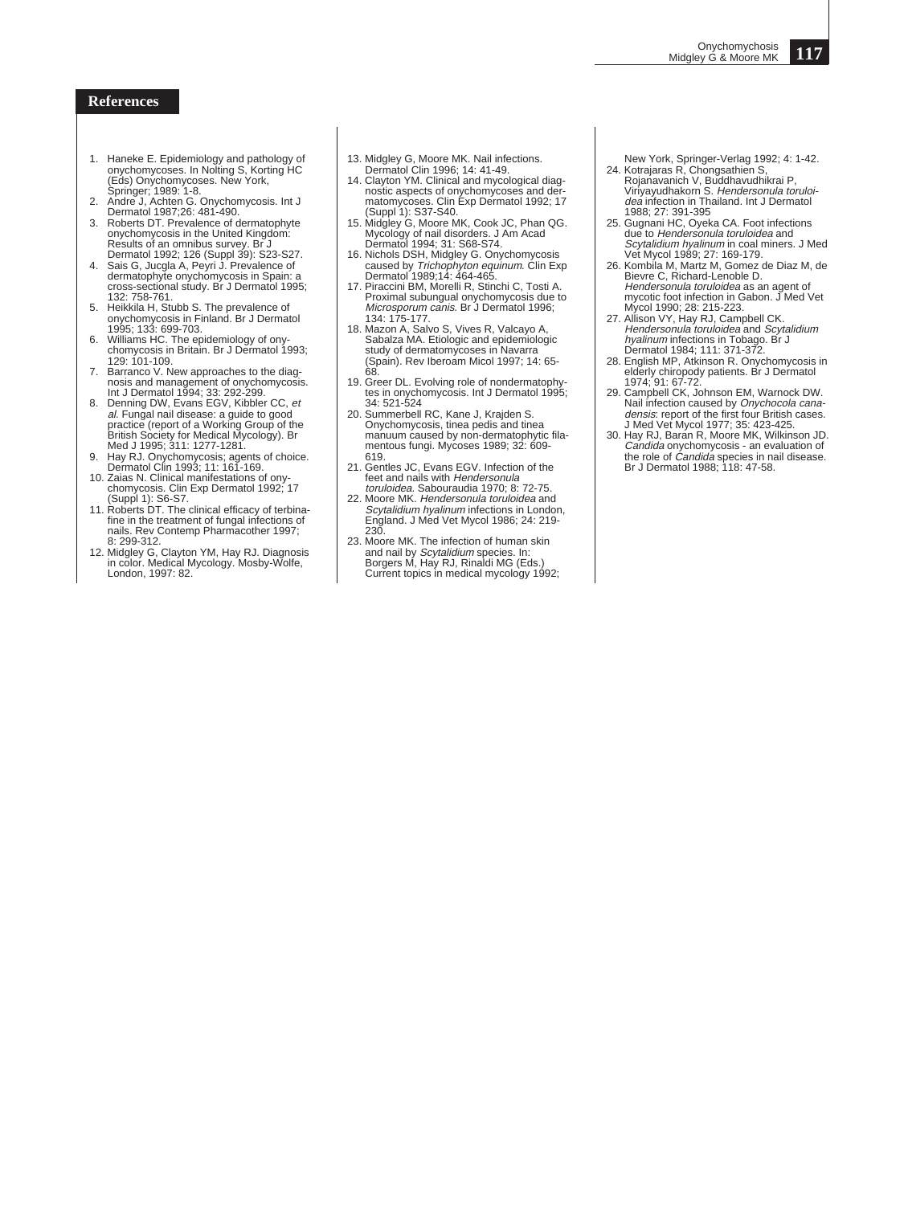## References

1. Haneke E. Epidemiology and pathology of onychomycoses. In Nolting S, Korting HC (Eds) Onychomycoses. New York, Springer; 1989: 1-8.
2. Andre J, Achten G. Onychomycosis. Int J Dermatol 1987;26: 481-490.
3. Roberts DT. Prevalence of dermatophyte onychomycosis in the United Kingdom: Results of an omnibus survey. Br J Dermatol 1992; 126 (Suppl 39): S23-S27.
4. Sais G, Jucgla A, Peyri J. Prevalence of dermatophyte onychomycosis in Spain: a cross-sectional study. Br J Dermatol 1995; 132: 758-761.
5. Heikkila H, Stubb S. The prevalence of onychomycosis in Finland. Br J Dermatol 1995; 133: 699-703.
6. Williams HC. The epidemiology of onychomycosis in Britain. Br J Dermatol 1993; 129: 101-109.
7. Barranco V. New approaches to the diagnosis and management of onychomycosis. Int J Dermatol 1994; 33: 292-299.
8. Denning DW, Evans EGV, Kibbler CC, *et al*. Fungal nail disease: a guide to good practice (report of a Working Group of the British Society for Medical Mycology). Br Med J 1995; 311: 1277-1281.
9. Hay RJ. Onychomycosis; agents of choice. Dermatol Clin 1993; 11: 161-169.
10. Zaias N. Clinical manifestations of onychomycosis. Clin Exp Dermatol 1992; 17 (Suppl 1): S6-S7.
11. Roberts DT. The clinical efficacy of terbinafine in the treatment of fungal infections of nails. Rev Contemp Pharmacother 1997; 8: 299-312.
12. Midgley G, Clayton YM, Hay RJ. Diagnosis in color. Medical Mycology. Mosby-Wolfe, London, 1997: 82.
13. Midgley G, Moore MK. Nail infections. Dermatol Clin 1996; 14: 41-49.
14. Clayton YM. Clinical and mycological diagnostic aspects of onychomycoses and dermatomycoses. Clin Exp Dermatol 1992; 17 (Suppl 1): S37-S40.
15. Midgley G, Moore MK, Cook JC, Phan QG. Mycology of nail disorders. J Am Acad Dermatol 1994; 31: S68-S74.
16. Nichols DSH, Midgley G. Onychomycosis caused by *Trichophyton equinum*. Clin Exp Dermatol 1989;14: 464-465.
17. Piraccini BM, Morelli R, Stinchi C, Tosti A. Proximal subungual onychomycosis due to *Microsporum canis*. Br J Dermatol 1996; 134: 175-177.
18. Mazon A, Salvo S, Vives R, Valcayo A, Sabalza MA. Etiologic and epidemiologic study of dermatomycoses in Navarra (Spain). Rev Iberoam Micol 1997; 14: 65-68.
19. Greer DL. Evolving role of nondermatophytes in onychomycosis. Int J Dermatol 1995; 34: 521-524
20. Summerbell RC, Kane J, Krajden S. Onychomycosis, tinea pedis and tinea manuum caused by non-dermatophytic filamentous fungi. Mycoses 1989; 32: 609-619.
21. Gentles JC, Evans EGV. Infection of the feet and nails with *Hendersonula toruloidea*. Sabouraudia 1970; 8: 72-75.
22. Moore MK. *Hendersonula toruloidea* and *Scytalidium hyalinum* infections in London, England. J Med Vet Mycol 1986; 24: 219-230.
23. Moore MK. The infection of human skin and nail by *Scytalidium* species. In: Borgers M, Hay RJ, Rinaldi MG (Eds.) Current topics in medical mycology 1992; New York, Springer-Verlag 1992; 4: 1-42.
24. Kotrajaras R, Chongsathien S, Rojanavanich V, Buddhavudhikrai P, Viriyayudhakorn S. *Hendersonula toruloidea* infection in Thailand. Int J Dermatol 1988; 27: 391-395
25. Gugnani HC, Oyeka CA. Foot infections due to *Hendersonula toruloidea* and *Scytalidium hyalinum* in coal miners. J Med Vet Mycol 1989; 27: 169-179.
26. Kombila M, Martz M, Gomez de Diaz M, de Bievre C, Richard-Lenoble D. *Hendersonula toruloidea* as an agent of mycotic foot infection in Gabon. J Med Vet Mycol 1990; 28: 215-223.
27. Allison VY, Hay RJ, Campbell CK. *Hendersonula toruloidea* and *Scytalidium hyalinum* infections in Tobago. Br J Dermatol 1984; 111: 371-372.
28. English MP, Atkinson R. Onychomycosis in elderly chiropody patients. Br J Dermatol 1974; 91: 67-72.
29. Campbell CK, Johnson EM, Warnock DW. Nail infection caused by *Onychocola canadensis*: report of the first four British cases. J Med Vet Mycol 1977; 35: 423-425.
30. Hay RJ, Baran R, Moore MK, Wilkinson JD. *Candida* onychomycosis - an evaluation of the role of *Candida* species in nail disease. Br J Dermatol 1988; 118: 47-58.